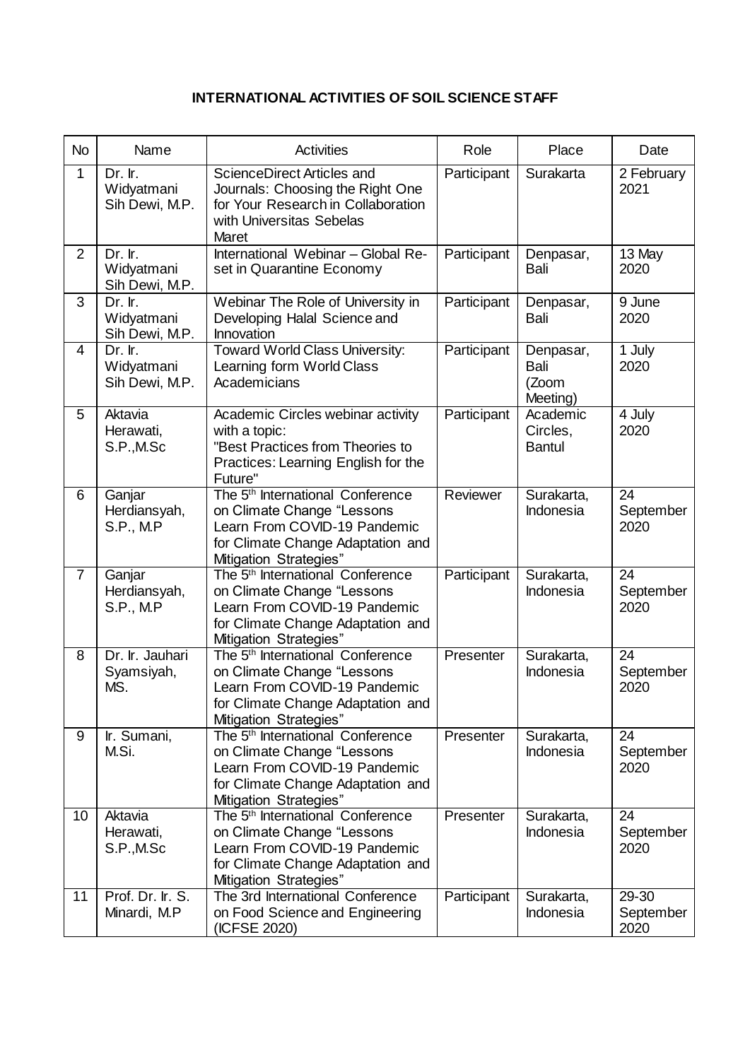**INTERNATIONAL ACTIVITIES OF SOIL SCIENCE STAFF**

| No | Name | Activities | Role | Place | Date |
|---|---|---|---|---|---|
| 1 | Dr. Ir. Widyatmani Sih Dewi, M.P. | ScienceDirect Articles and Journals: Choosing the Right One for Your Research in Collaboration with Universitas Sebelas Maret | Participant | Surakarta | 2 February 2021 |
| 2 | Dr. Ir. Widyatmani Sih Dewi, M.P. | International Webinar – Global Re-set in Quarantine Economy | Participant | Denpasar, Bali | 13 May 2020 |
| 3 | Dr. Ir. Widyatmani Sih Dewi, M.P. | Webinar The Role of University in Developing Halal Science and Innovation | Participant | Denpasar, Bali | 9 June 2020 |
| 4 | Dr. Ir. Widyatmani Sih Dewi, M.P. | Toward World Class University: Learning form World Class Academicians | Participant | Denpasar, Bali (Zoom Meeting) | 1 July 2020 |
| 5 | Aktavia Herawati, S.P.,M.Sc | Academic Circles webinar activity with a topic: "Best Practices from Theories to Practices: Learning English for the Future" | Participant | Academic Circles, Bantul | 4 July 2020 |
| 6 | Ganjar Herdiansyah, S.P., M.P | The 5th International Conference on Climate Change "Lessons Learn From COVID-19 Pandemic for Climate Change Adaptation and Mitigation Strategies" | Reviewer | Surakarta, Indonesia | 24 September 2020 |
| 7 | Ganjar Herdiansyah, S.P., M.P | The 5th International Conference on Climate Change "Lessons Learn From COVID-19 Pandemic for Climate Change Adaptation and Mitigation Strategies" | Participant | Surakarta, Indonesia | 24 September 2020 |
| 8 | Dr. Ir. Jauhari Syamsiyah, MS. | The 5th International Conference on Climate Change "Lessons Learn From COVID-19 Pandemic for Climate Change Adaptation and Mitigation Strategies" | Presenter | Surakarta, Indonesia | 24 September 2020 |
| 9 | Ir. Sumani, M.Si. | The 5th International Conference on Climate Change "Lessons Learn From COVID-19 Pandemic for Climate Change Adaptation and Mitigation Strategies" | Presenter | Surakarta, Indonesia | 24 September 2020 |
| 10 | Aktavia Herawati, S.P.,M.Sc | The 5th International Conference on Climate Change "Lessons Learn From COVID-19 Pandemic for Climate Change Adaptation and Mitigation Strategies" | Presenter | Surakarta, Indonesia | 24 September 2020 |
| 11 | Prof. Dr. Ir. S. Minardi, M.P | The 3rd International Conference on Food Science and Engineering (ICFSE 2020) | Participant | Surakarta, Indonesia | 29-30 September 2020 |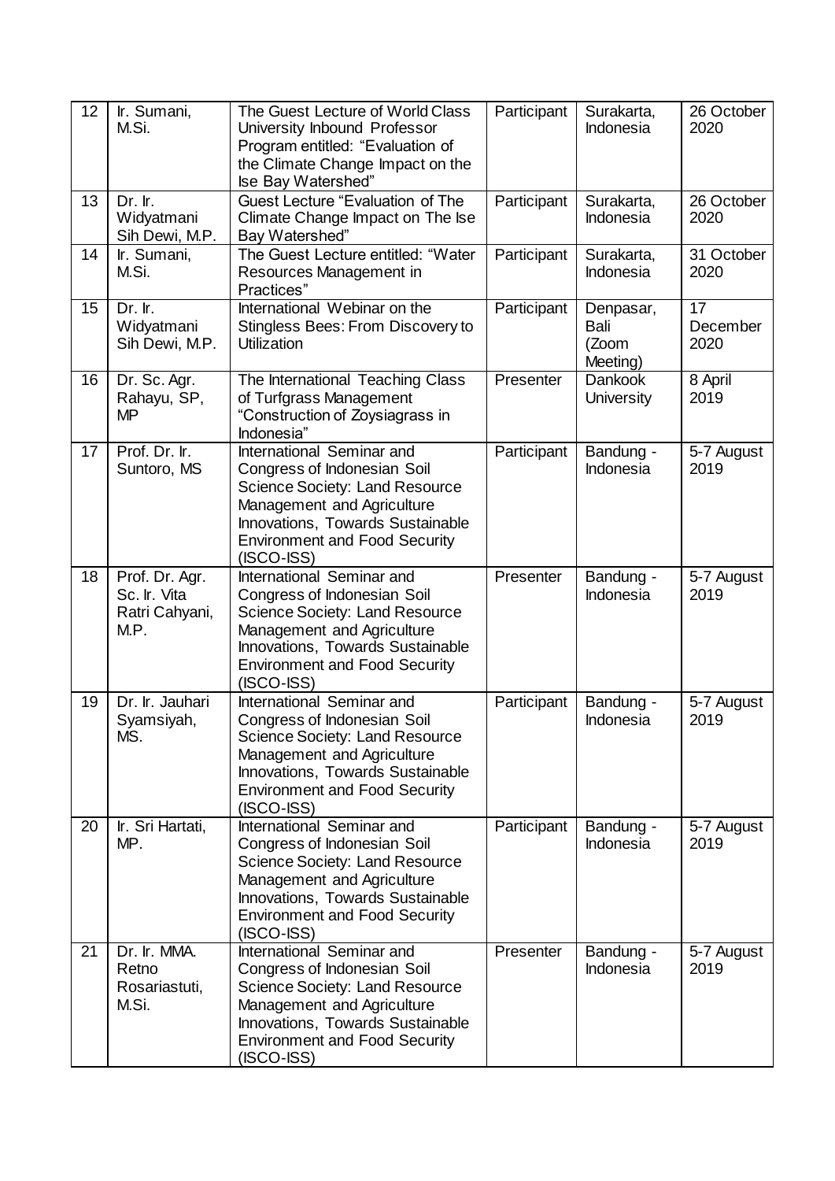| 12 | Ir. Sumani, M.Si. | The Guest Lecture of World Class University Inbound Professor Program entitled: "Evaluation of the Climate Change Impact on the Ise Bay Watershed" | Participant | Surakarta, Indonesia | 26 October 2020 |
|---|---|---|---|---|---|
| 13 | Dr. Ir. Widyatmani Sih Dewi, M.P. | Guest Lecture "Evaluation of The Climate Change Impact on The Ise Bay Watershed" | Participant | Surakarta, Indonesia | 26 October 2020 |
| 14 | Ir. Sumani, M.Si. | The Guest Lecture entitled: "Water Resources Management in Practices" | Participant | Surakarta, Indonesia | 31 October 2020 |
| 15 | Dr. Ir. Widyatmani Sih Dewi, M.P. | International Webinar on the Stingless Bees: From Discovery to Utilization | Participant | Denpasar, Bali (Zoom Meeting) | 17 December 2020 |
| 16 | Dr. Sc. Agr. Rahayu, SP, MP | The International Teaching Class of Turfgrass Management "Construction of Zoysiagrass in Indonesia" | Presenter | Dankook University | 8 April 2019 |
| 17 | Prof. Dr. Ir. Suntoro, MS | International Seminar and Congress of Indonesian Soil Science Society: Land Resource Management and Agriculture Innovations, Towards Sustainable Environment and Food Security (ISCO-ISS) | Participant | Bandung - Indonesia | 5-7 August 2019 |
| 18 | Prof. Dr. Agr. Sc. Ir. Vita Ratri Cahyani, M.P. | International Seminar and Congress of Indonesian Soil Science Society: Land Resource Management and Agriculture Innovations, Towards Sustainable Environment and Food Security (ISCO-ISS) | Presenter | Bandung - Indonesia | 5-7 August 2019 |
| 19 | Dr. Ir. Jauhari Syamsiyah, MS. | International Seminar and Congress of Indonesian Soil Science Society: Land Resource Management and Agriculture Innovations, Towards Sustainable Environment and Food Security (ISCO-ISS) | Participant | Bandung - Indonesia | 5-7 August 2019 |
| 20 | Ir. Sri Hartati, MP. | International Seminar and Congress of Indonesian Soil Science Society: Land Resource Management and Agriculture Innovations, Towards Sustainable Environment and Food Security (ISCO-ISS) | Participant | Bandung - Indonesia | 5-7 August 2019 |
| 21 | Dr. Ir. MMA. Retno Rosariastuti, M.Si. | International Seminar and Congress of Indonesian Soil Science Society: Land Resource Management and Agriculture Innovations, Towards Sustainable Environment and Food Security (ISCO-ISS) | Presenter | Bandung - Indonesia | 5-7 August 2019 |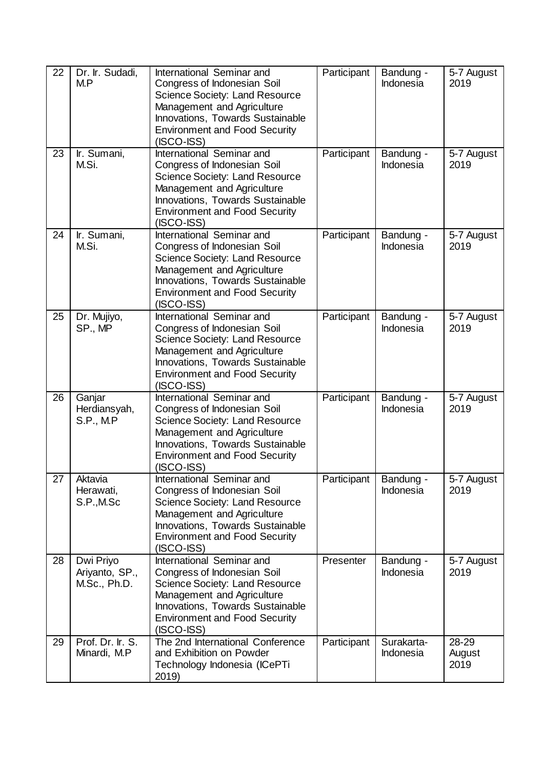| 22 | Dr. Ir. Sudadi, M.P | International Seminar and Congress of Indonesian Soil Science Society: Land Resource Management and Agriculture Innovations, Towards Sustainable Environment and Food Security (ISCO-ISS) | Participant | Bandung - Indonesia | 5-7 August 2019 |
|---|---|---|---|---|---|
| 23 | Ir. Sumani, M.Si. | International Seminar and Congress of Indonesian Soil Science Society: Land Resource Management and Agriculture Innovations, Towards Sustainable Environment and Food Security (ISCO-ISS) | Participant | Bandung - Indonesia | 5-7 August 2019 |
| 24 | Ir. Sumani, M.Si. | International Seminar and Congress of Indonesian Soil Science Society: Land Resource Management and Agriculture Innovations, Towards Sustainable Environment and Food Security (ISCO-ISS) | Participant | Bandung - Indonesia | 5-7 August 2019 |
| 25 | Dr. Mujiyo, SP., MP | International Seminar and Congress of Indonesian Soil Science Society: Land Resource Management and Agriculture Innovations, Towards Sustainable Environment and Food Security (ISCO-ISS) | Participant | Bandung - Indonesia | 5-7 August 2019 |
| 26 | Ganjar Herdiansyah, S.P., M.P | International Seminar and Congress of Indonesian Soil Science Society: Land Resource Management and Agriculture Innovations, Towards Sustainable Environment and Food Security (ISCO-ISS) | Participant | Bandung - Indonesia | 5-7 August 2019 |
| 27 | Aktavia Herawati, S.P.,M.Sc | International Seminar and Congress of Indonesian Soil Science Society: Land Resource Management and Agriculture Innovations, Towards Sustainable Environment and Food Security (ISCO-ISS) | Participant | Bandung - Indonesia | 5-7 August 2019 |
| 28 | Dwi Priyo Ariyanto, SP., M.Sc., Ph.D. | International Seminar and Congress of Indonesian Soil Science Society: Land Resource Management and Agriculture Innovations, Towards Sustainable Environment and Food Security (ISCO-ISS) | Presenter | Bandung - Indonesia | 5-7 August 2019 |
| 29 | Prof. Dr. Ir. S. Minardi, M.P | The 2nd International Conference and Exhibition on Powder Technology Indonesia (ICePTi 2019) | Participant | Surakarta-Indonesia | 28-29 August 2019 |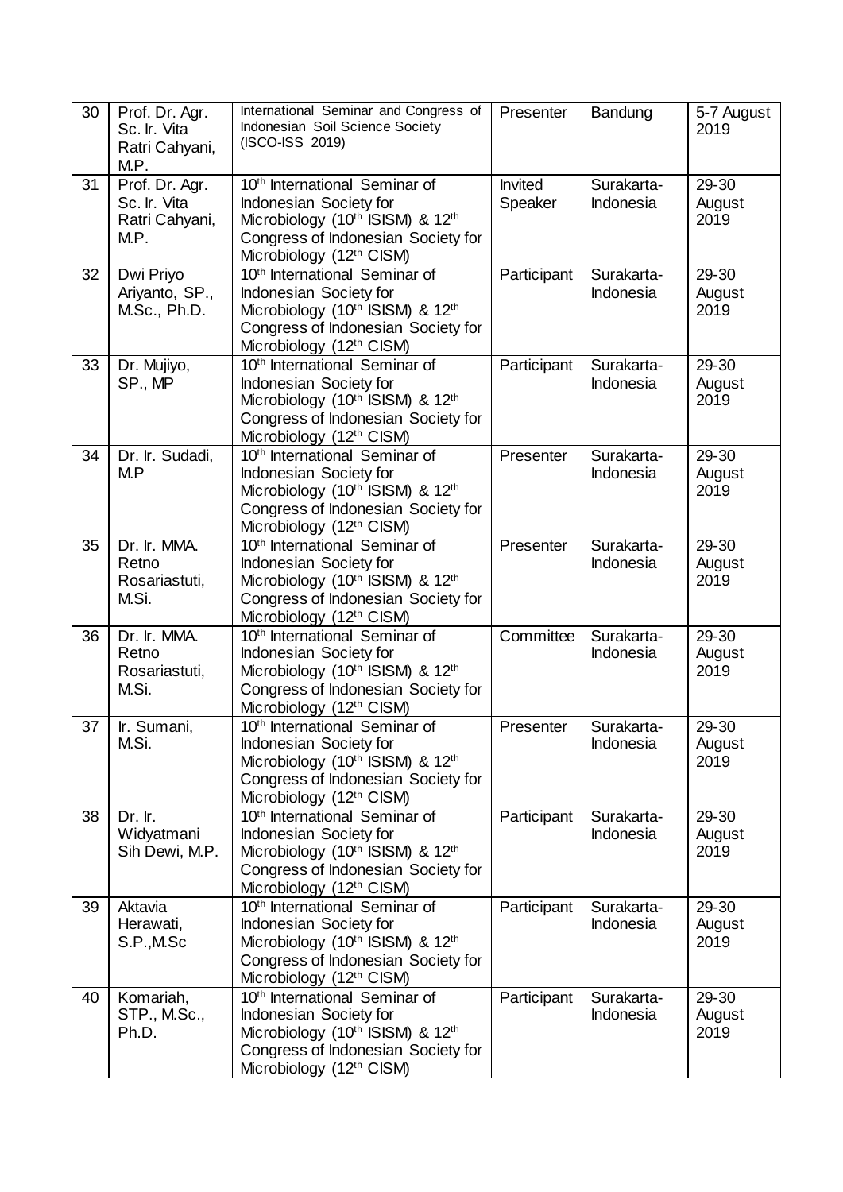| 30 | Prof. Dr. Agr. Sc. Ir. Vita Ratri Cahyani, M.P. | International Seminar and Congress of Indonesian Soil Science Society (ISCO-ISS 2019) | Presenter | Bandung | 5-7 August 2019 |
|---|---|---|---|---|---|
| 31 | Prof. Dr. Agr. Sc. Ir. Vita Ratri Cahyani, M.P. | 10th International Seminar of Indonesian Society for Microbiology (10th ISISM) & 12th Congress of Indonesian Society for Microbiology (12th CISM) | Invited Speaker | Surakarta-Indonesia | 29-30 August 2019 |
| 32 | Dwi Priyo Ariyanto, SP., M.Sc., Ph.D. | 10th International Seminar of Indonesian Society for Microbiology (10th ISISM) & 12th Congress of Indonesian Society for Microbiology (12th CISM) | Participant | Surakarta-Indonesia | 29-30 August 2019 |
| 33 | Dr. Mujiyo, SP., MP | 10th International Seminar of Indonesian Society for Microbiology (10th ISISM) & 12th Congress of Indonesian Society for Microbiology (12th CISM) | Participant | Surakarta-Indonesia | 29-30 August 2019 |
| 34 | Dr. Ir. Sudadi, M.P | 10th International Seminar of Indonesian Society for Microbiology (10th ISISM) & 12th Congress of Indonesian Society for Microbiology (12th CISM) | Presenter | Surakarta-Indonesia | 29-30 August 2019 |
| 35 | Dr. Ir. MMA. Retno Rosariastuti, M.Si. | 10th International Seminar of Indonesian Society for Microbiology (10th ISISM) & 12th Congress of Indonesian Society for Microbiology (12th CISM) | Presenter | Surakarta-Indonesia | 29-30 August 2019 |
| 36 | Dr. Ir. MMA. Retno Rosariastuti, M.Si. | 10th International Seminar of Indonesian Society for Microbiology (10th ISISM) & 12th Congress of Indonesian Society for Microbiology (12th CISM) | Committee | Surakarta-Indonesia | 29-30 August 2019 |
| 37 | Ir. Sumani, M.Si. | 10th International Seminar of Indonesian Society for Microbiology (10th ISISM) & 12th Congress of Indonesian Society for Microbiology (12th CISM) | Presenter | Surakarta-Indonesia | 29-30 August 2019 |
| 38 | Dr. Ir. Widyatmani Sih Dewi, M.P. | 10th International Seminar of Indonesian Society for Microbiology (10th ISISM) & 12th Congress of Indonesian Society for Microbiology (12th CISM) | Participant | Surakarta-Indonesia | 29-30 August 2019 |
| 39 | Aktavia Herawati, S.P.,M.Sc | 10th International Seminar of Indonesian Society for Microbiology (10th ISISM) & 12th Congress of Indonesian Society for Microbiology (12th CISM) | Participant | Surakarta-Indonesia | 29-30 August 2019 |
| 40 | Komariah, STP., M.Sc., Ph.D. | 10th International Seminar of Indonesian Society for Microbiology (10th ISISM) & 12th Congress of Indonesian Society for Microbiology (12th CISM) | Participant | Surakarta-Indonesia | 29-30 August 2019 |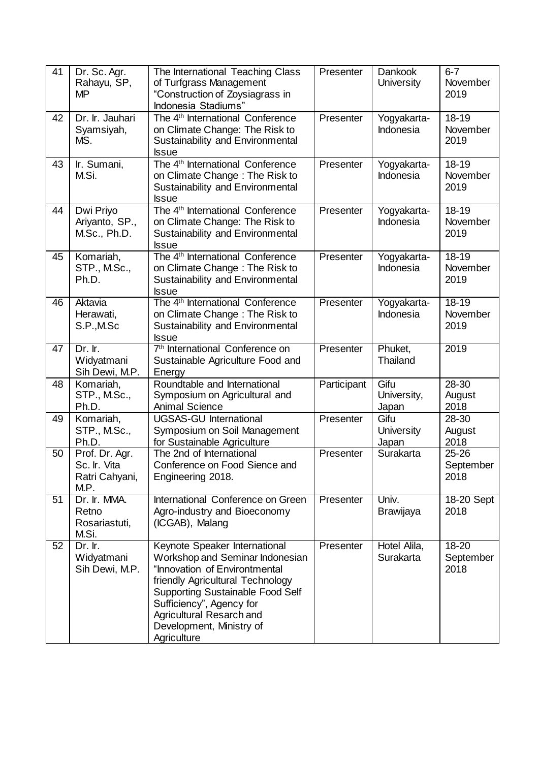| 41 | Dr. Sc. Agr. Rahayu, SP, MP | The International Teaching Class of Turfgrass Management "Construction of Zoysiagrass in Indonesia Stadiums" | Presenter | Dankook University | 6-7 November 2019 |
|---|---|---|---|---|---|
| 42 | Dr. Ir. Jauhari Syamsiyah, MS. | The 4th International Conference on Climate Change: The Risk to Sustainability and Environmental Issue | Presenter | Yogyakarta-Indonesia | 18-19 November 2019 |
| 43 | Ir. Sumani, M.Si. | The 4th International Conference on Climate Change : The Risk to Sustainability and Environmental Issue | Presenter | Yogyakarta-Indonesia | 18-19 November 2019 |
| 44 | Dwi Priyo Ariyanto, SP., M.Sc., Ph.D. | The 4th International Conference on Climate Change: The Risk to Sustainability and Environmental Issue | Presenter | Yogyakarta-Indonesia | 18-19 November 2019 |
| 45 | Komariah, STP., M.Sc., Ph.D. | The 4th International Conference on Climate Change : The Risk to Sustainability and Environmental Issue | Presenter | Yogyakarta-Indonesia | 18-19 November 2019 |
| 46 | Aktavia Herawati, S.P.,M.Sc | The 4th International Conference on Climate Change : The Risk to Sustainability and Environmental Issue | Presenter | Yogyakarta-Indonesia | 18-19 November 2019 |
| 47 | Dr. Ir. Widyatmani Sih Dewi, M.P. | 7th International Conference on Sustainable Agriculture Food and Energy | Presenter | Phuket, Thailand | 2019 |
| 48 | Komariah, STP., M.Sc., Ph.D. | Roundtable and International Symposium on Agricultural and Animal Science | Participant | Gifu University, Japan | 28-30 August 2018 |
| 49 | Komariah, STP., M.Sc., Ph.D. | UGSAS-GU International Symposium on Soil Management for Sustainable Agriculture | Presenter | Gifu University Japan | 28-30 August 2018 |
| 50 | Prof. Dr. Agr. Sc. Ir. Vita Ratri Cahyani, M.P. | The 2nd of International Conference on Food Sience and Engineering 2018. | Presenter | Surakarta | 25-26 September 2018 |
| 51 | Dr. Ir. MMA. Retno Rosariastuti, M.Si. | International Conference on Green Agro-industry and Bioeconomy (ICGAB), Malang | Presenter | Univ. Brawijaya | 18-20 Sept 2018 |
| 52 | Dr. Ir. Widyatmani Sih Dewi, M.P. | Keynote Speaker International Workshop and Seminar Indonesian "Innovation of Environtmental friendly Agricultural Technology Supporting Sustainable Food Self Sufficiency", Agency for Agricultural Resarch and Development, Ministry of Agriculture | Presenter | Hotel Alila, Surakarta | 18-20 September 2018 |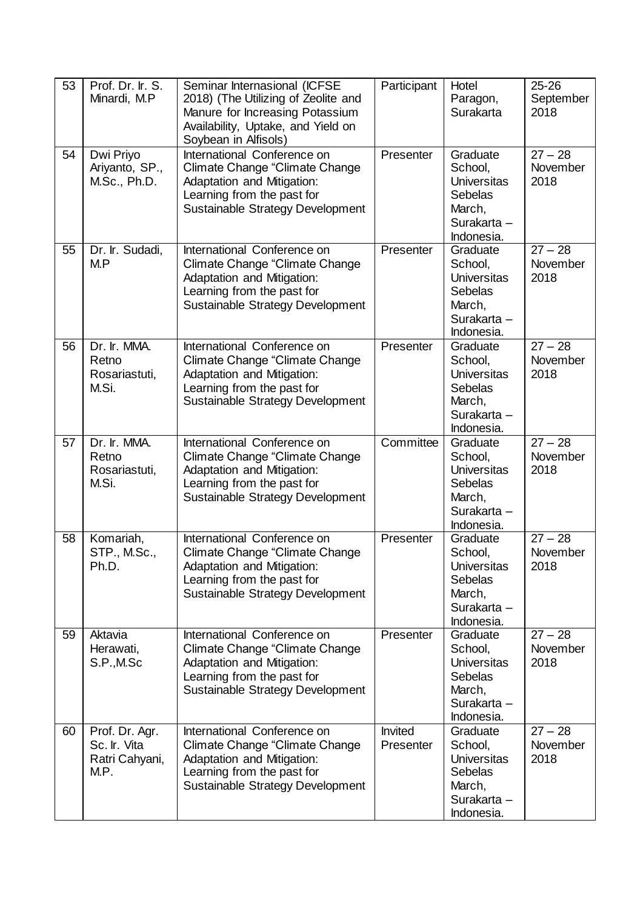| 53 | Prof. Dr. Ir. S. Minardi, M.P | Seminar Internasional (ICFSE 2018) (The Utilizing of Zeolite and Manure for Increasing Potassium Availability, Uptake, and Yield on Soybean in Alfisols) | Participant | Hotel Paragon, Surakarta | 25-26 September 2018 |
|---|---|---|---|---|---|
| 54 | Dwi Priyo Ariyanto, SP., M.Sc., Ph.D. | International Conference on Climate Change "Climate Change Adaptation and Mitigation: Learning from the past for Sustainable Strategy Development | Presenter | Graduate School, Universitas Sebelas March, Surakarta – Indonesia. | 27 – 28 November 2018 |
| 55 | Dr. Ir. Sudadi, M.P | International Conference on Climate Change "Climate Change Adaptation and Mitigation: Learning from the past for Sustainable Strategy Development | Presenter | Graduate School, Universitas Sebelas March, Surakarta – Indonesia. | 27 – 28 November 2018 |
| 56 | Dr. Ir. MMA. Retno Rosariastuti, M.Si. | International Conference on Climate Change "Climate Change Adaptation and Mitigation: Learning from the past for Sustainable Strategy Development | Presenter | Graduate School, Universitas Sebelas March, Surakarta – Indonesia. | 27 – 28 November 2018 |
| 57 | Dr. Ir. MMA. Retno Rosariastuti, M.Si. | International Conference on Climate Change "Climate Change Adaptation and Mitigation: Learning from the past for Sustainable Strategy Development | Committee | Graduate School, Universitas Sebelas March, Surakarta – Indonesia. | 27 – 28 November 2018 |
| 58 | Komariah, STP., M.Sc., Ph.D. | International Conference on Climate Change "Climate Change Adaptation and Mitigation: Learning from the past for Sustainable Strategy Development | Presenter | Graduate School, Universitas Sebelas March, Surakarta – Indonesia. | 27 – 28 November 2018 |
| 59 | Aktavia Herawati, S.P.,M.Sc | International Conference on Climate Change "Climate Change Adaptation and Mitigation: Learning from the past for Sustainable Strategy Development | Presenter | Graduate School, Universitas Sebelas March, Surakarta – Indonesia. | 27 – 28 November 2018 |
| 60 | Prof. Dr. Agr. Sc. Ir. Vita Ratri Cahyani, M.P. | International Conference on Climate Change "Climate Change Adaptation and Mitigation: Learning from the past for Sustainable Strategy Development | Invited Presenter | Graduate School, Universitas Sebelas March, Surakarta – Indonesia. | 27 – 28 November 2018 |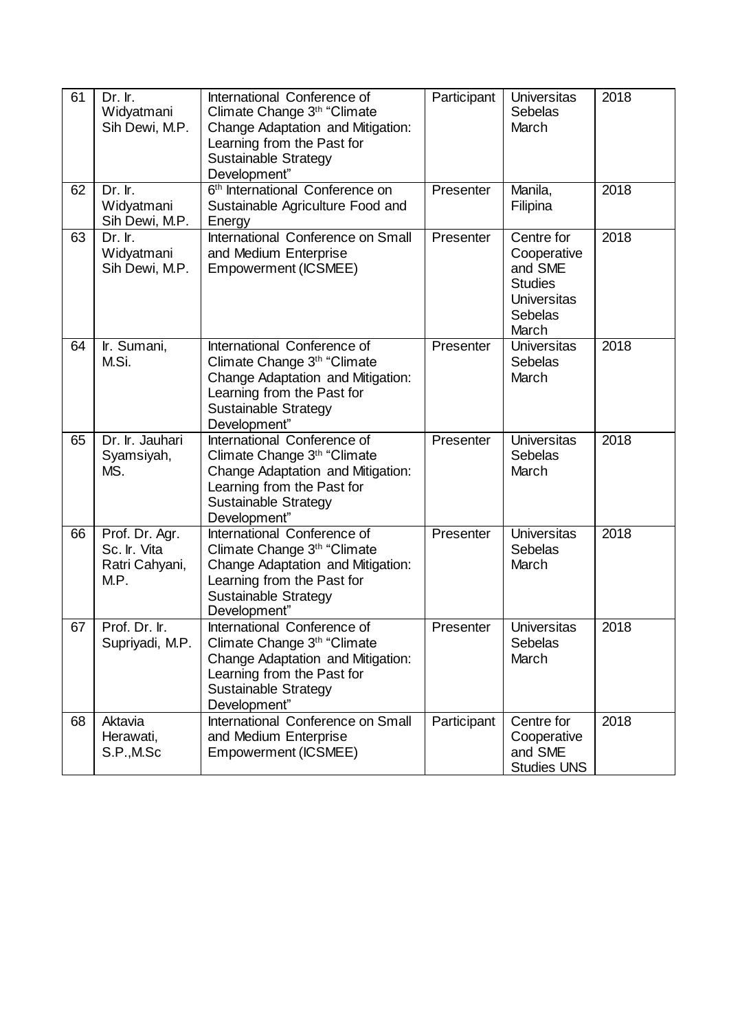| | | | | | |
|---|---|---|---|---|---|
| 61 | Dr. Ir. Widyatmani Sih Dewi, M.P. | International Conference of Climate Change 3th "Climate Change Adaptation and Mitigation: Learning from the Past for Sustainable Strategy Development" | Participant | Universitas Sebelas March | 2018 |
| 62 | Dr. Ir. Widyatmani Sih Dewi, M.P. | 6th International Conference on Sustainable Agriculture Food and Energy | Presenter | Manila, Filipina | 2018 |
| 63 | Dr. Ir. Widyatmani Sih Dewi, M.P. | International Conference on Small and Medium Enterprise Empowerment (ICSMEE) | Presenter | Centre for Cooperative and SME Studies Universitas Sebelas March | 2018 |
| 64 | Ir. Sumani, M.Si. | International Conference of Climate Change 3th "Climate Change Adaptation and Mitigation: Learning from the Past for Sustainable Strategy Development" | Presenter | Universitas Sebelas March | 2018 |
| 65 | Dr. Ir. Jauhari Syamsiyah, MS. | International Conference of Climate Change 3th "Climate Change Adaptation and Mitigation: Learning from the Past for Sustainable Strategy Development" | Presenter | Universitas Sebelas March | 2018 |
| 66 | Prof. Dr. Agr. Sc. Ir. Vita Ratri Cahyani, M.P. | International Conference of Climate Change 3th "Climate Change Adaptation and Mitigation: Learning from the Past for Sustainable Strategy Development" | Presenter | Universitas Sebelas March | 2018 |
| 67 | Prof. Dr. Ir. Supriyadi, M.P. | International Conference of Climate Change 3th "Climate Change Adaptation and Mitigation: Learning from the Past for Sustainable Strategy Development" | Presenter | Universitas Sebelas March | 2018 |
| 68 | Aktavia Herawati, S.P.,M.Sc | International Conference on Small and Medium Enterprise Empowerment (ICSMEE) | Participant | Centre for Cooperative and SME Studies UNS | 2018 |